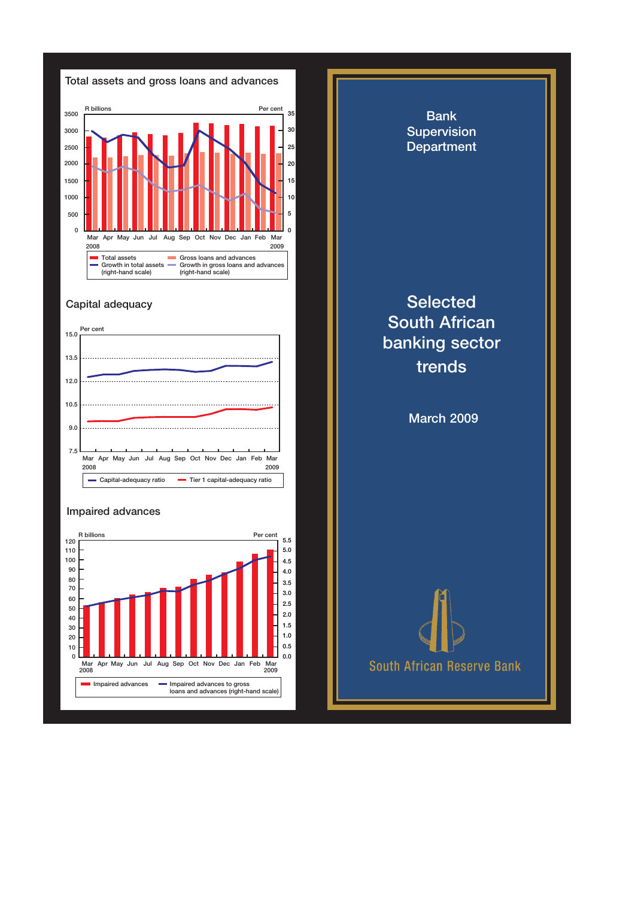## Total assets and gross loans and advances

R billions | Per cent

Mar 2008 – Mar 2009

- Total assets
- Growth in total assets (right-hand scale)
- Gross loans and advances
- Growth in gross loans and advances (right-hand scale)

## Capital adequacy

Per cent

Mar 2008 – Mar 2009

- Capital-adequacy ratio
- Tier 1 capital-adequacy ratio

## Impaired advances

R billions | Per cent

Mar 2008 – Mar 2009

- Impaired advances
- Impaired advances to gross loans and advances (right-hand scale)

Bank Supervision Department

# Selected South African banking sector trends

March 2009

South African Reserve Bank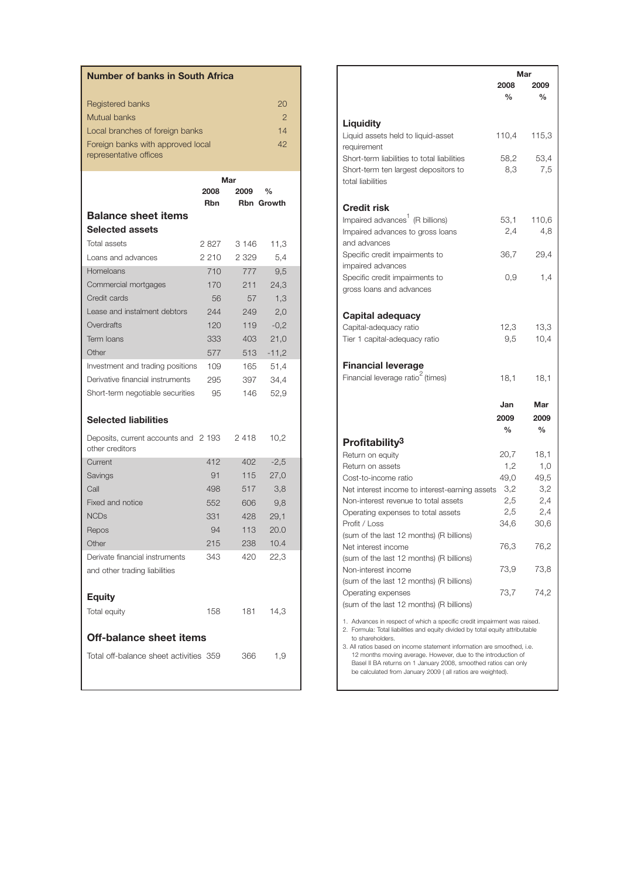## Number of banks in South Africa

| | |
|---|---|
| Registered banks | 20 |
| Mutual banks | 2 |
| Local branches of foreign banks | 14 |
| Foreign banks with approved local representative offices | 42 |

| | Mar 2008 Rbn | Mar 2009 Rbn | % Growth |
|---|---|---|---|
| **Balance sheet items** | | | |
| **Selected assets** | | | |
| Total assets | 2 827 | 3 146 | 11,3 |
| Loans and advances | 2 210 | 2 329 | 5,4 |
| Homeloans | 710 | 777 | 9,5 |
| Commercial mortgages | 170 | 211 | 24,3 |
| Credit cards | 56 | 57 | 1,3 |
| Lease and instalment debtors | 244 | 249 | 2,0 |
| Overdrafts | 120 | 119 | -0,2 |
| Term loans | 333 | 403 | 21,0 |
| Other | 577 | 513 | -11,2 |
| Investment and trading positions | 109 | 165 | 51,4 |
| Derivative financial instruments | 295 | 397 | 34,4 |
| Short-term negotiable securities | 95 | 146 | 52,9 |
| **Selected liabilities** | | | |
| Deposits, current accounts and other creditors | 2 193 | 2 418 | 10,2 |
| Current | 412 | 402 | -2,5 |
| Savings | 91 | 115 | 27,0 |
| Call | 498 | 517 | 3,8 |
| Fixed and notice | 552 | 606 | 9,8 |
| NCDs | 331 | 428 | 29,1 |
| Repos | 94 | 113 | 20.0 |
| Other | 215 | 238 | 10.4 |
| Derivate financial instruments and other trading liabilities | 343 | 420 | 22,3 |
| **Equity** | | | |
| Total equity | 158 | 181 | 14,3 |
| **Off-balance sheet items** | | | |
| Total off-balance sheet activities | 359 | 366 | 1,9 |

| | Mar 2008 % | Mar 2009 % |
|---|---|---|
| **Liquidity** | | |
| Liquid assets held to liquid-asset requirement | 110,4 | 115,3 |
| Short-term liabilities to total liabilities | 58,2 | 53,4 |
| Short-term ten largest depositors to total liabilities | 8,3 | 7,5 |
| **Credit risk** | | |
| Impaired advances[1] (R billions) | 53,1 | 110,6 |
| Impaired advances to gross loans and advances | 2,4 | 4,8 |
| Specific credit impairments to impaired advances | 36,7 | 29,4 |
| Specific credit impairments to gross loans and advances | 0,9 | 1,4 |
| **Capital adequacy** | | |
| Capital-adequacy ratio | 12,3 | 13,3 |
| Tier 1 capital-adequacy ratio | 9,5 | 10,4 |
| **Financial leverage** | | |
| Financial leverage ratio[2] (times) | 18,1 | 18,1 |

| | Jan 2009 % | Mar 2009 % |
|---|---|---|
| **Profitability[3]** | | |
| Return on equity | 20,7 | 18,1 |
| Return on assets | 1,2 | 1,0 |
| Cost-to-income ratio | 49,0 | 49,5 |
| Net interest income to interest-earning assets | 3,2 | 3,2 |
| Non-interest revenue to total assets | 2,5 | 2,4 |
| Operating expenses to total assets | 2,5 | 2,4 |
| Profit / Loss (sum of the last 12 months) (R billions) | 34,6 | 30,6 |
| Net interest income (sum of the last 12 months) (R billions) | 76,3 | 76,2 |
| Non-interest income (sum of the last 12 months) (R billions) | 73,9 | 73,8 |
| Operating expenses (sum of the last 12 months) (R billions) | 73,7 | 74,2 |

1. Advances in respect of which a specific credit impairment was raised.
2. Formula: Total liabilities and equity divided by total equity attributable to shareholders.
3. All ratios based on income statement information are smoothed, i.e. 12 months moving average. However, due to the introduction of Basel II BA returns on 1 January 2008, smoothed ratios can only be calculated from January 2009 ( all ratios are weighted).